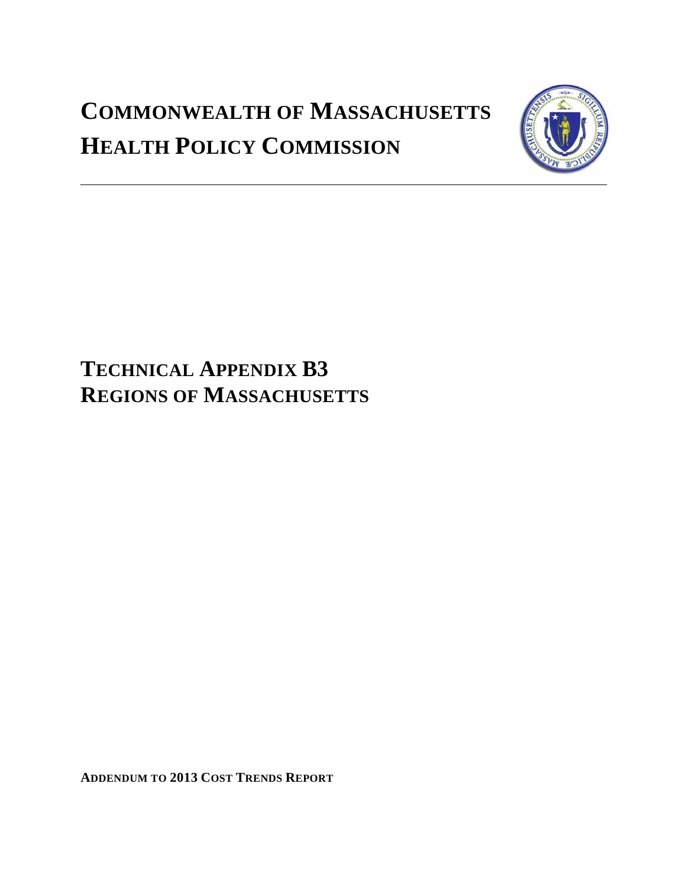# COMMONWEALTH OF MASSACHUSETTS
# HEALTH POLICY COMMISSION

---

## TECHNICAL APPENDIX B3
## REGIONS OF MASSACHUSETTS

**ADDENDUM TO 2013 COST TRENDS REPORT**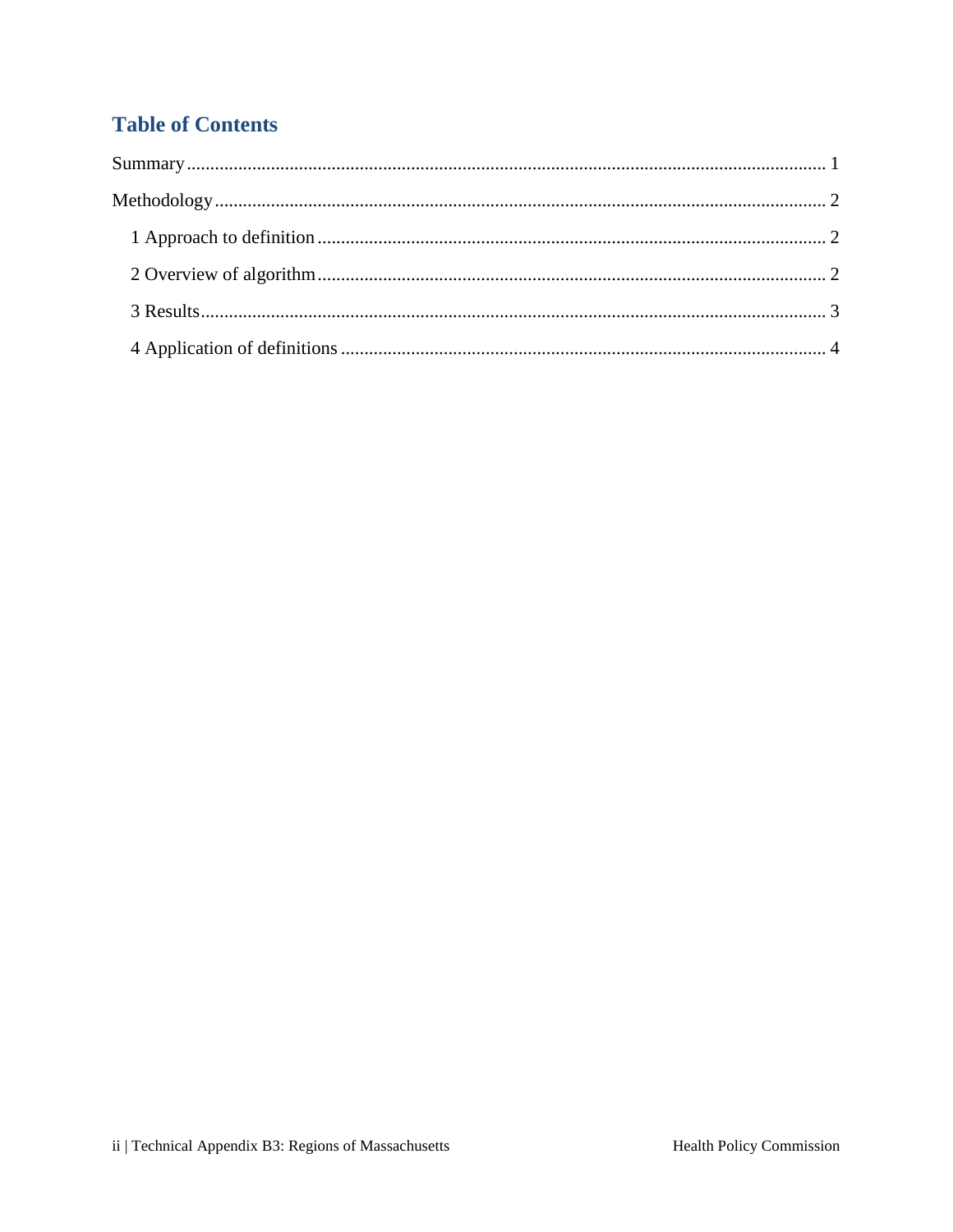## Table of Contents

Summary ........................................................................................................................... 1

Methodology ..................................................................................................................... 2

1 Approach to definition ................................................................................................ 2

2 Overview of algorithm ................................................................................................ 2

3 Results ......................................................................................................................... 3

4 Application of definitions ........................................................................................... 4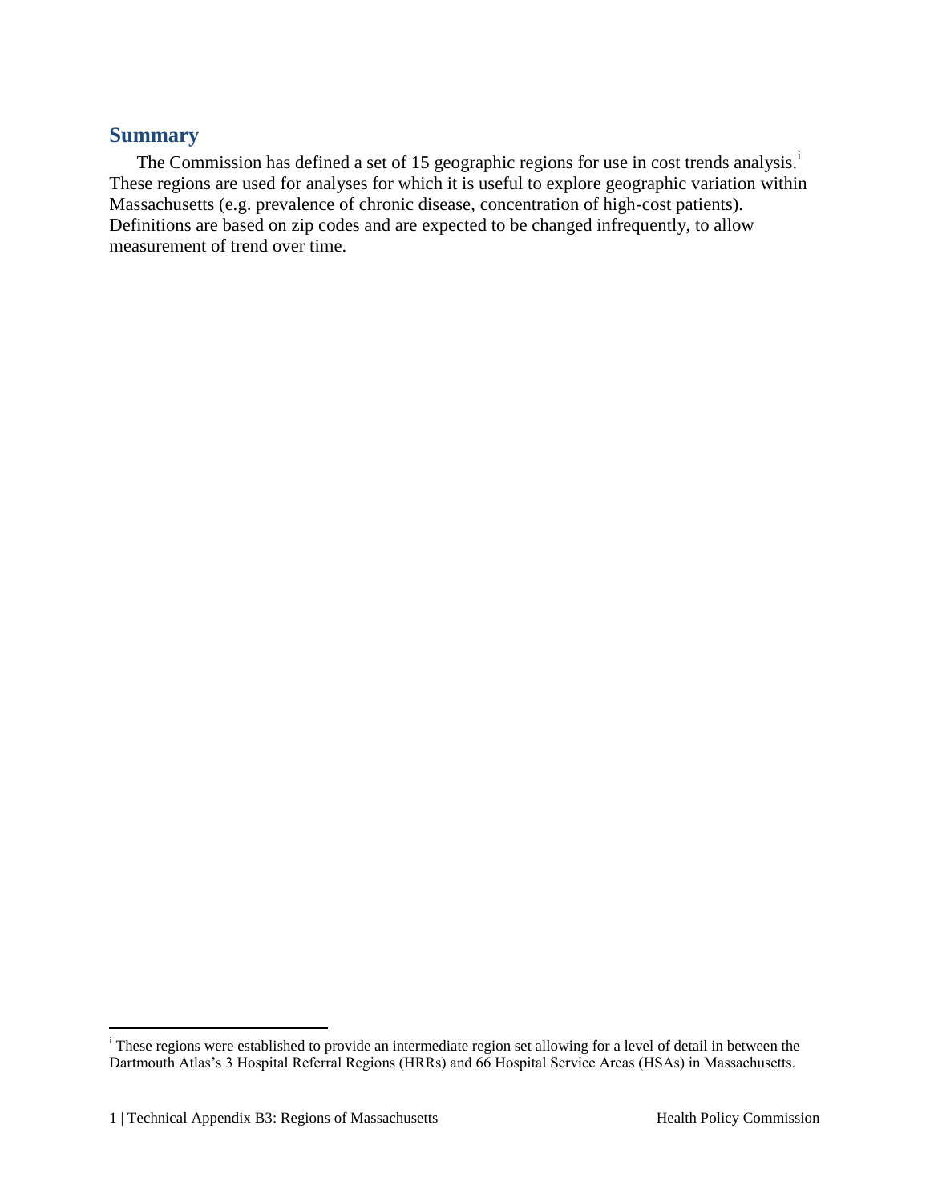## Summary

The Commission has defined a set of 15 geographic regions for use in cost trends analysis.[i] These regions are used for analyses for which it is useful to explore geographic variation within Massachusetts (e.g. prevalence of chronic disease, concentration of high-cost patients). Definitions are based on zip codes and are expected to be changed infrequently, to allow measurement of trend over time.

[i] These regions were established to provide an intermediate region set allowing for a level of detail in between the Dartmouth Atlas's 3 Hospital Referral Regions (HRRs) and 66 Hospital Service Areas (HSAs) in Massachusetts.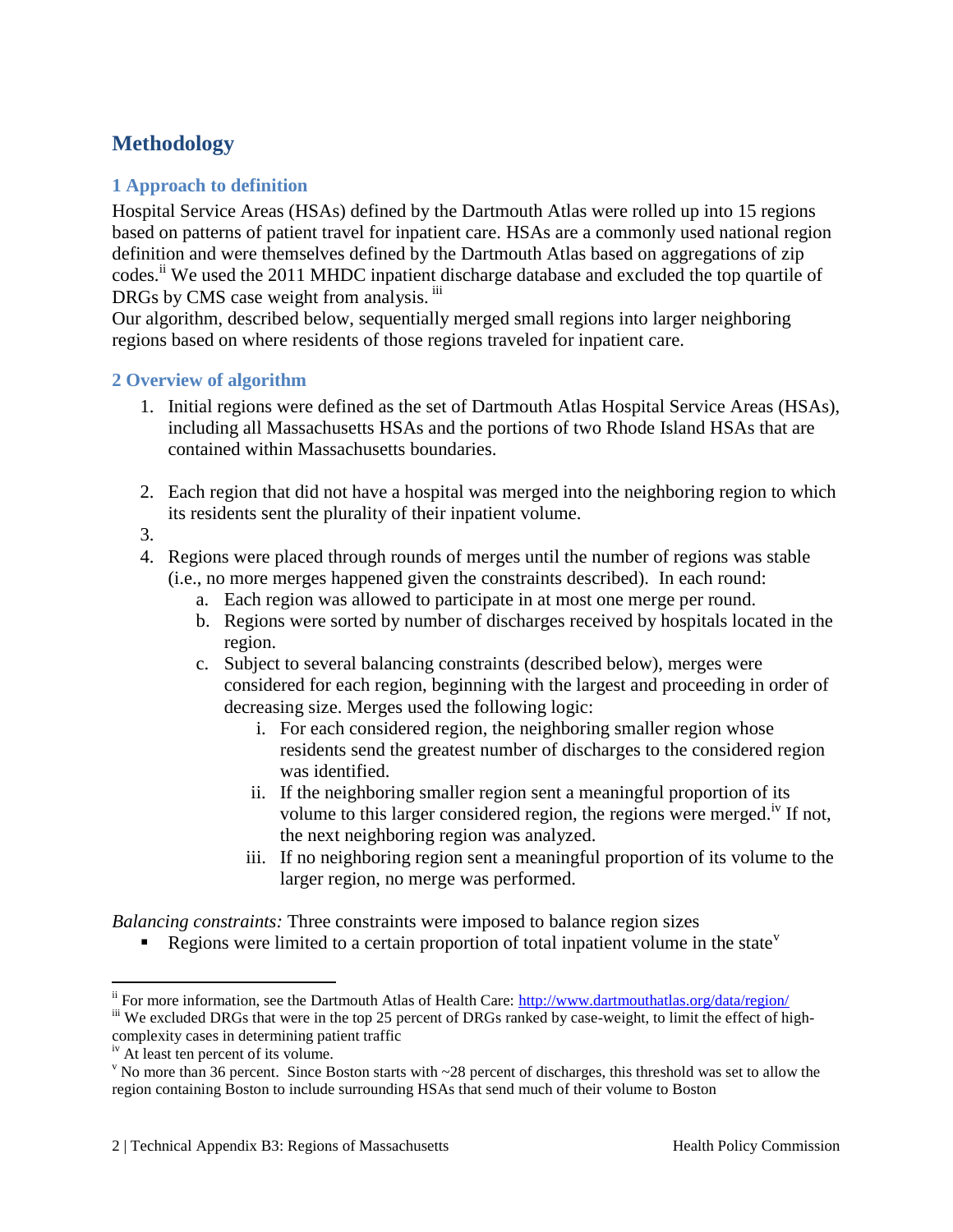# Methodology

## 1 Approach to definition

Hospital Service Areas (HSAs) defined by the Dartmouth Atlas were rolled up into 15 regions based on patterns of patient travel for inpatient care. HSAs are a commonly used national region definition and were themselves defined by the Dartmouth Atlas based on aggregations of zip codes.[ii] We used the 2011 MHDC inpatient discharge database and excluded the top quartile of DRGs by CMS case weight from analysis. [iii]

Our algorithm, described below, sequentially merged small regions into larger neighboring regions based on where residents of those regions traveled for inpatient care.

## 2 Overview of algorithm

1. Initial regions were defined as the set of Dartmouth Atlas Hospital Service Areas (HSAs), including all Massachusetts HSAs and the portions of two Rhode Island HSAs that are contained within Massachusetts boundaries.

2. Each region that did not have a hospital was merged into the neighboring region to which its residents sent the plurality of their inpatient volume.

3. 

4. Regions were placed through rounds of merges until the number of regions was stable (i.e., no more merges happened given the constraints described). In each round:
   a. Each region was allowed to participate in at most one merge per round.
   b. Regions were sorted by number of discharges received by hospitals located in the region.
   c. Subject to several balancing constraints (described below), merges were considered for each region, beginning with the largest and proceeding in order of decreasing size. Merges used the following logic:
      i. For each considered region, the neighboring smaller region whose residents send the greatest number of discharges to the considered region was identified.
      ii. If the neighboring smaller region sent a meaningful proportion of its volume to this larger considered region, the regions were merged.[iv] If not, the next neighboring region was analyzed.
      iii. If no neighboring region sent a meaningful proportion of its volume to the larger region, no merge was performed.

*Balancing constraints:* Three constraints were imposed to balance region sizes

- Regions were limited to a certain proportion of total inpatient volume in the state[v]

---

[ii] For more information, see the Dartmouth Atlas of Health Care: http://www.dartmouthatlas.org/data/region/

[iii] We excluded DRGs that were in the top 25 percent of DRGs ranked by case-weight, to limit the effect of high-complexity cases in determining patient traffic

[iv] At least ten percent of its volume.

[v] No more than 36 percent. Since Boston starts with ~28 percent of discharges, this threshold was set to allow the region containing Boston to include surrounding HSAs that send much of their volume to Boston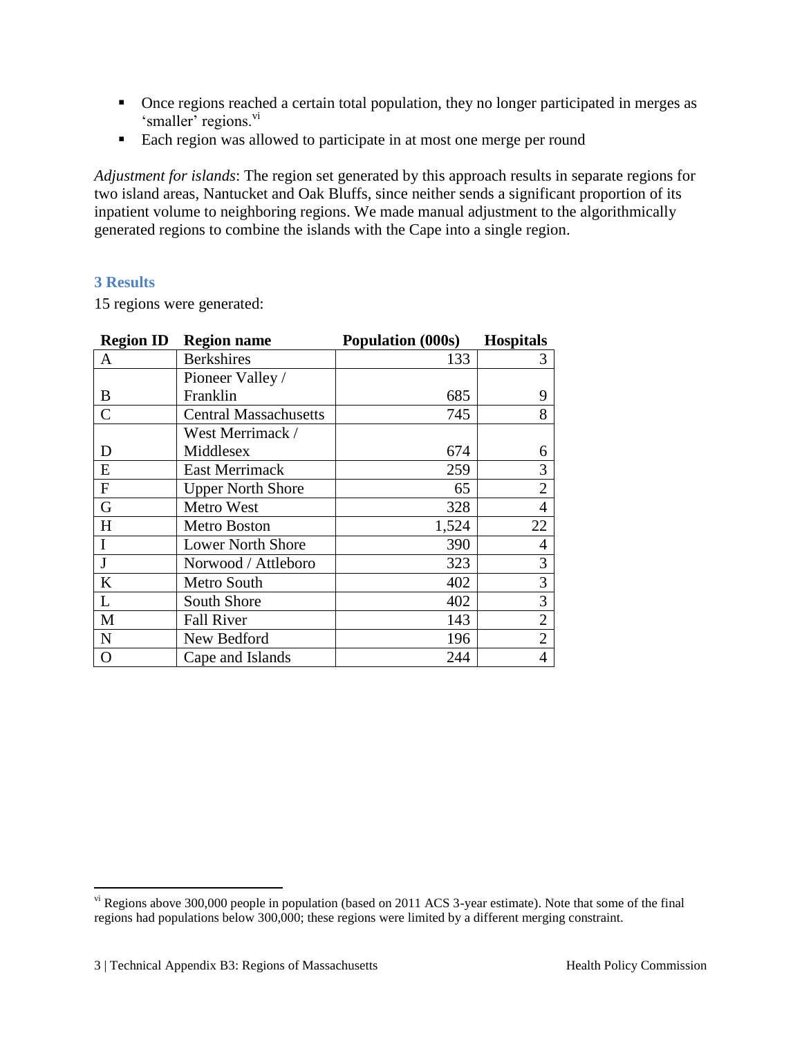- Once regions reached a certain total population, they no longer participated in merges as 'smaller' regions.[vi]
- Each region was allowed to participate in at most one merge per round

*Adjustment for islands*: The region set generated by this approach results in separate regions for two island areas, Nantucket and Oak Bluffs, since neither sends a significant proportion of its inpatient volume to neighboring regions. We made manual adjustment to the algorithmically generated regions to combine the islands with the Cape into a single region.

## 3 Results

15 regions were generated:

| Region ID | Region name | Population (000s) | Hospitals |
|---|---|---|---|
| A | Berkshires | 133 | 3 |
| B | Pioneer Valley / Franklin | 685 | 9 |
| C | Central Massachusetts | 745 | 8 |
| D | West Merrimack / Middlesex | 674 | 6 |
| E | East Merrimack | 259 | 3 |
| F | Upper North Shore | 65 | 2 |
| G | Metro West | 328 | 4 |
| H | Metro Boston | 1,524 | 22 |
| I | Lower North Shore | 390 | 4 |
| J | Norwood / Attleboro | 323 | 3 |
| K | Metro South | 402 | 3 |
| L | South Shore | 402 | 3 |
| M | Fall River | 143 | 2 |
| N | New Bedford | 196 | 2 |
| O | Cape and Islands | 244 | 4 |

---

[vi] Regions above 300,000 people in population (based on 2011 ACS 3-year estimate). Note that some of the final regions had populations below 300,000; these regions were limited by a different merging constraint.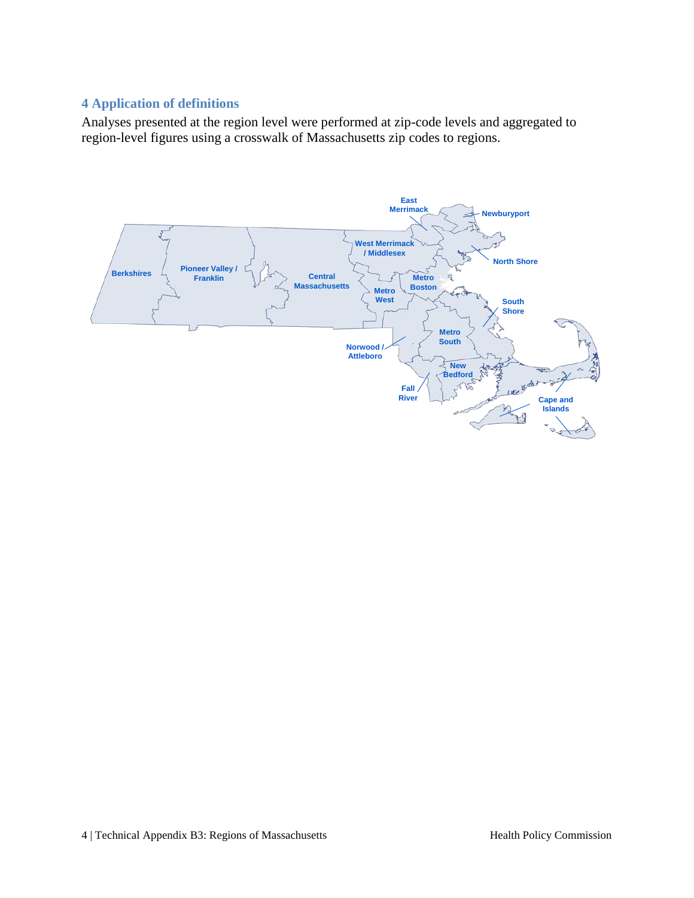## 4 Application of definitions

Analyses presented at the region level were performed at zip-code levels and aggregated to region-level figures using a crosswalk of Massachusetts zip codes to regions.

East Merrimack
Newburyport
West Merrimack / Middlesex
North Shore
Berkshires
Pioneer Valley / Franklin
Central Massachusetts
Metro Boston
Metro West
South Shore
Metro South
Norwood / Attleboro
New Bedford
Fall River
Cape and Islands